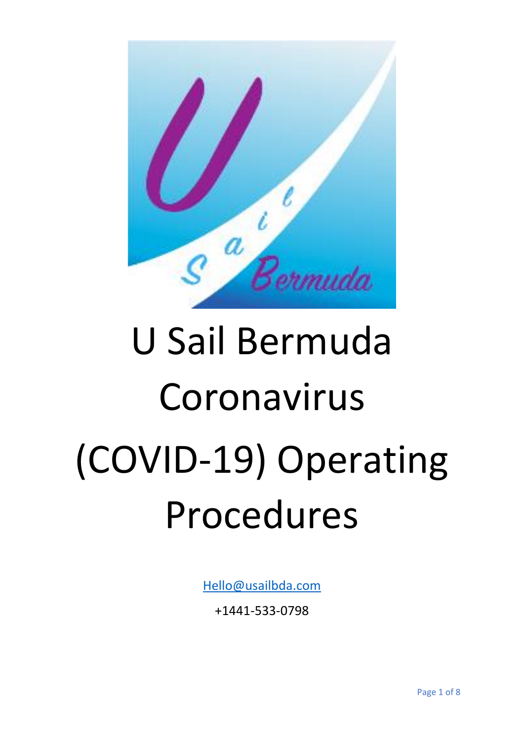# U Sail Bermuda Coronavirus (COVID-19) Operating Procedures

Hello@usailbda.com

+1441-533-0798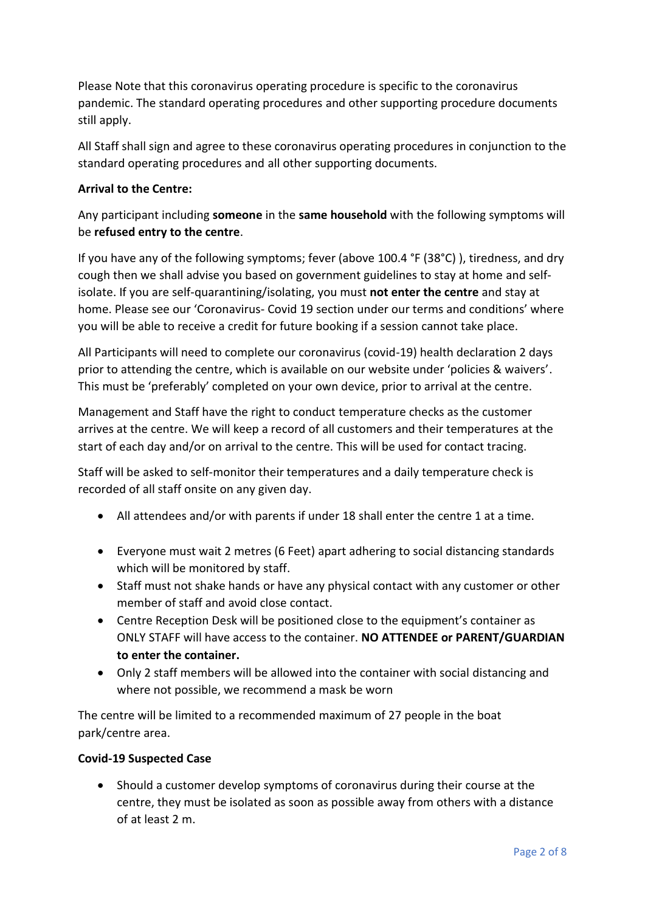Please Note that this coronavirus operating procedure is specific to the coronavirus pandemic. The standard operating procedures and other supporting procedure documents still apply.

All Staff shall sign and agree to these coronavirus operating procedures in conjunction to the standard operating procedures and all other supporting documents.

**Arrival to the Centre:**

Any participant including **someone** in the **same household** with the following symptoms will be **refused entry to the centre**.

If you have any of the following symptoms; fever (above 100.4 °F (38°C) ), tiredness, and dry cough then we shall advise you based on government guidelines to stay at home and self-isolate. If you are self-quarantining/isolating, you must **not enter the centre** and stay at home. Please see our 'Coronavirus- Covid 19 section under our terms and conditions' where you will be able to receive a credit for future booking if a session cannot take place.

All Participants will need to complete our coronavirus (covid-19) health declaration 2 days prior to attending the centre, which is available on our website under 'policies & waivers'. This must be 'preferably' completed on your own device, prior to arrival at the centre.

Management and Staff have the right to conduct temperature checks as the customer arrives at the centre. We will keep a record of all customers and their temperatures at the start of each day and/or on arrival to the centre. This will be used for contact tracing.

Staff will be asked to self-monitor their temperatures and a daily temperature check is recorded of all staff onsite on any given day.

- All attendees and/or with parents if under 18 shall enter the centre 1 at a time.
- Everyone must wait 2 metres (6 Feet) apart adhering to social distancing standards which will be monitored by staff.
- Staff must not shake hands or have any physical contact with any customer or other member of staff and avoid close contact.
- Centre Reception Desk will be positioned close to the equipment's container as ONLY STAFF will have access to the container. **NO ATTENDEE or PARENT/GUARDIAN to enter the container.**
- Only 2 staff members will be allowed into the container with social distancing and where not possible, we recommend a mask be worn

The centre will be limited to a recommended maximum of 27 people in the boat park/centre area.

**Covid-19 Suspected Case**

- Should a customer develop symptoms of coronavirus during their course at the centre, they must be isolated as soon as possible away from others with a distance of at least 2 m.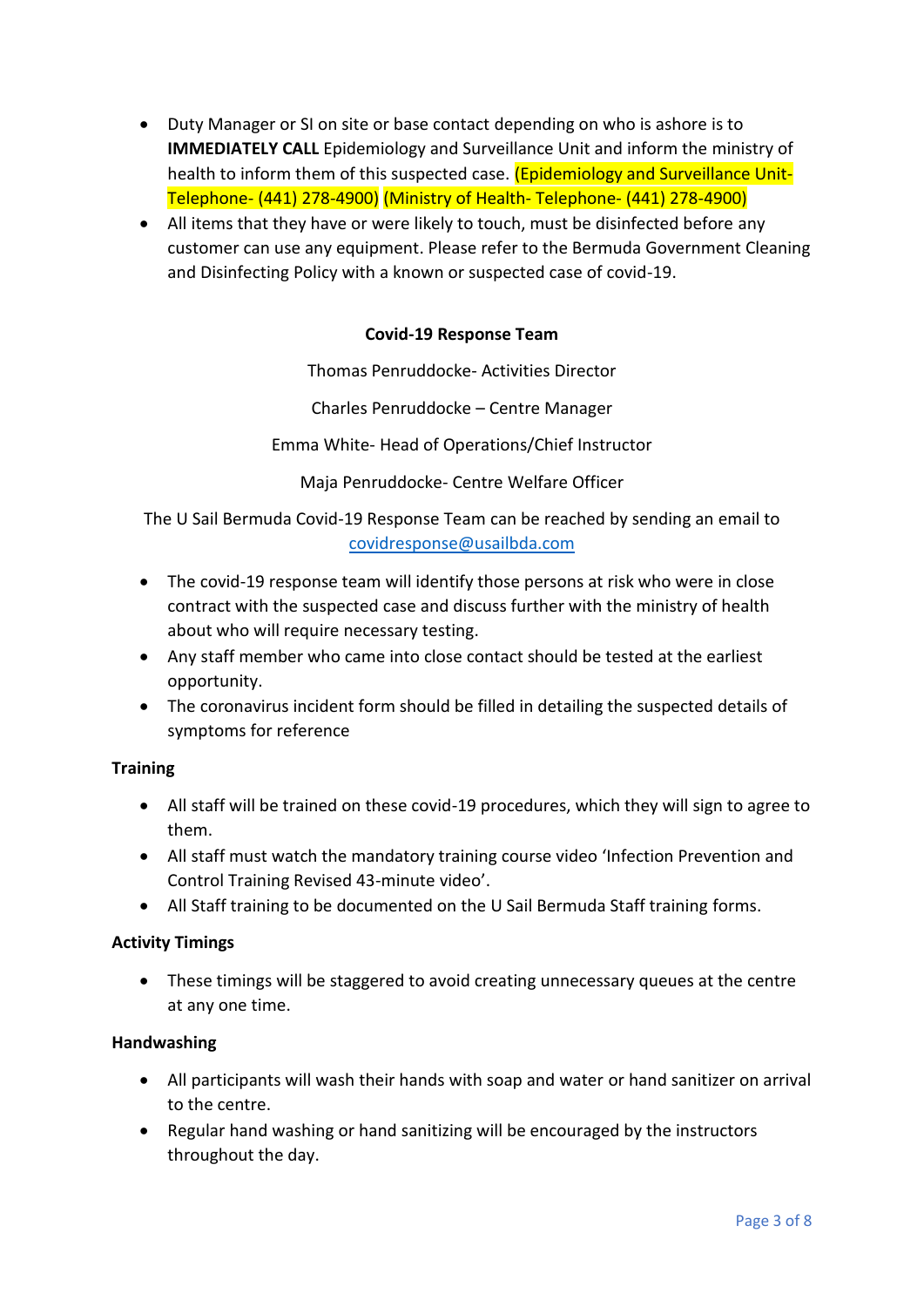- Duty Manager or SI on site or base contact depending on who is ashore is to **IMMEDIATELY CALL** Epidemiology and Surveillance Unit and inform the ministry of health to inform them of this suspected case. (Epidemiology and Surveillance Unit-Telephone- (441) 278-4900) (Ministry of Health- Telephone- (441) 278-4900)
- All items that they have or were likely to touch, must be disinfected before any customer can use any equipment. Please refer to the Bermuda Government Cleaning and Disinfecting Policy with a known or suspected case of covid-19.

**Covid-19 Response Team**

Thomas Penruddocke- Activities Director

Charles Penruddocke – Centre Manager

Emma White- Head of Operations/Chief Instructor

Maja Penruddocke- Centre Welfare Officer

The U Sail Bermuda Covid-19 Response Team can be reached by sending an email to covidresponse@usailbda.com

- The covid-19 response team will identify those persons at risk who were in close contract with the suspected case and discuss further with the ministry of health about who will require necessary testing.
- Any staff member who came into close contact should be tested at the earliest opportunity.
- The coronavirus incident form should be filled in detailing the suspected details of symptoms for reference

**Training**

- All staff will be trained on these covid-19 procedures, which they will sign to agree to them.
- All staff must watch the mandatory training course video 'Infection Prevention and Control Training Revised 43-minute video'.
- All Staff training to be documented on the U Sail Bermuda Staff training forms.

**Activity Timings**

- These timings will be staggered to avoid creating unnecessary queues at the centre at any one time.

**Handwashing**

- All participants will wash their hands with soap and water or hand sanitizer on arrival to the centre.
- Regular hand washing or hand sanitizing will be encouraged by the instructors throughout the day.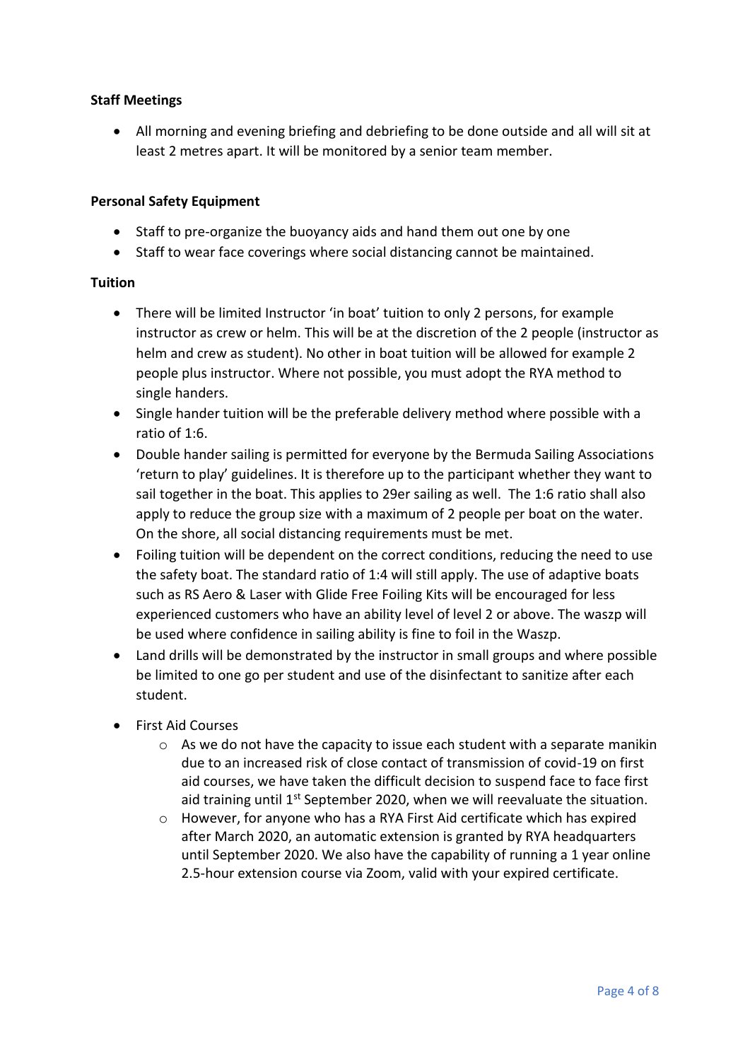**Staff Meetings**

- All morning and evening briefing and debriefing to be done outside and all will sit at least 2 metres apart. It will be monitored by a senior team member.

**Personal Safety Equipment**

- Staff to pre-organize the buoyancy aids and hand them out one by one
- Staff to wear face coverings where social distancing cannot be maintained.

**Tuition**

- There will be limited Instructor 'in boat' tuition to only 2 persons, for example instructor as crew or helm. This will be at the discretion of the 2 people (instructor as helm and crew as student). No other in boat tuition will be allowed for example 2 people plus instructor. Where not possible, you must adopt the RYA method to single handers.
- Single hander tuition will be the preferable delivery method where possible with a ratio of 1:6.
- Double hander sailing is permitted for everyone by the Bermuda Sailing Associations 'return to play' guidelines. It is therefore up to the participant whether they want to sail together in the boat. This applies to 29er sailing as well. The 1:6 ratio shall also apply to reduce the group size with a maximum of 2 people per boat on the water. On the shore, all social distancing requirements must be met.
- Foiling tuition will be dependent on the correct conditions, reducing the need to use the safety boat. The standard ratio of 1:4 will still apply. The use of adaptive boats such as RS Aero & Laser with Glide Free Foiling Kits will be encouraged for less experienced customers who have an ability level of level 2 or above. The waszp will be used where confidence in sailing ability is fine to foil in the Waszp.
- Land drills will be demonstrated by the instructor in small groups and where possible be limited to one go per student and use of the disinfectant to sanitize after each student.
- First Aid Courses
    - As we do not have the capacity to issue each student with a separate manikin due to an increased risk of close contact of transmission of covid-19 on first aid courses, we have taken the difficult decision to suspend face to face first aid training until 1st September 2020, when we will reevaluate the situation.
    - However, for anyone who has a RYA First Aid certificate which has expired after March 2020, an automatic extension is granted by RYA headquarters until September 2020. We also have the capability of running a 1 year online 2.5-hour extension course via Zoom, valid with your expired certificate.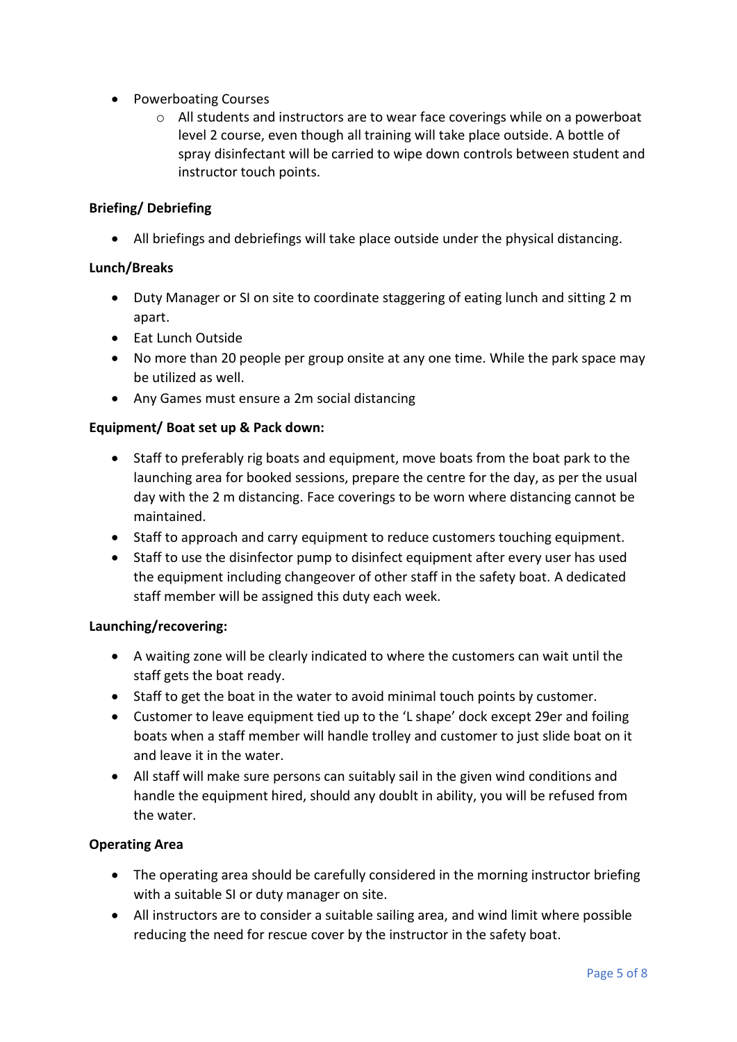- Powerboating Courses
    - All students and instructors are to wear face coverings while on a powerboat level 2 course, even though all training will take place outside. A bottle of spray disinfectant will be carried to wipe down controls between student and instructor touch points.

**Briefing/ Debriefing**

- All briefings and debriefings will take place outside under the physical distancing.

**Lunch/Breaks**

- Duty Manager or SI on site to coordinate staggering of eating lunch and sitting 2 m apart.
- Eat Lunch Outside
- No more than 20 people per group onsite at any one time. While the park space may be utilized as well.
- Any Games must ensure a 2m social distancing

**Equipment/ Boat set up & Pack down:**

- Staff to preferably rig boats and equipment, move boats from the boat park to the launching area for booked sessions, prepare the centre for the day, as per the usual day with the 2 m distancing. Face coverings to be worn where distancing cannot be maintained.
- Staff to approach and carry equipment to reduce customers touching equipment.
- Staff to use the disinfector pump to disinfect equipment after every user has used the equipment including changeover of other staff in the safety boat. A dedicated staff member will be assigned this duty each week.

**Launching/recovering:**

- A waiting zone will be clearly indicated to where the customers can wait until the staff gets the boat ready.
- Staff to get the boat in the water to avoid minimal touch points by customer.
- Customer to leave equipment tied up to the 'L shape' dock except 29er and foiling boats when a staff member will handle trolley and customer to just slide boat on it and leave it in the water.
- All staff will make sure persons can suitably sail in the given wind conditions and handle the equipment hired, should any doublt in ability, you will be refused from the water.

**Operating Area**

- The operating area should be carefully considered in the morning instructor briefing with a suitable SI or duty manager on site.
- All instructors are to consider a suitable sailing area, and wind limit where possible reducing the need for rescue cover by the instructor in the safety boat.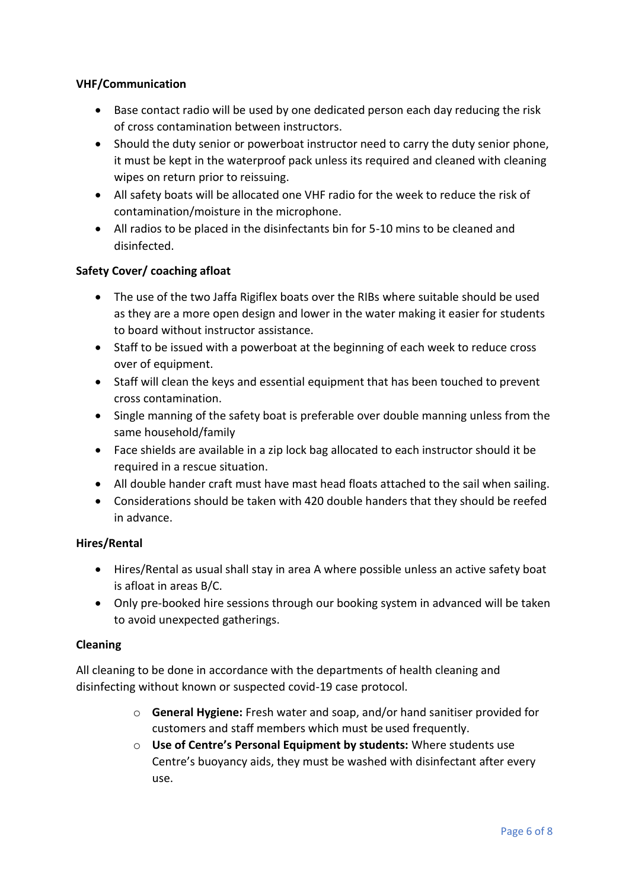**VHF/Communication**

- Base contact radio will be used by one dedicated person each day reducing the risk of cross contamination between instructors.
- Should the duty senior or powerboat instructor need to carry the duty senior phone, it must be kept in the waterproof pack unless its required and cleaned with cleaning wipes on return prior to reissuing.
- All safety boats will be allocated one VHF radio for the week to reduce the risk of contamination/moisture in the microphone.
- All radios to be placed in the disinfectants bin for 5-10 mins to be cleaned and disinfected.

**Safety Cover/ coaching afloat**

- The use of the two Jaffa Rigiflex boats over the RIBs where suitable should be used as they are a more open design and lower in the water making it easier for students to board without instructor assistance.
- Staff to be issued with a powerboat at the beginning of each week to reduce cross over of equipment.
- Staff will clean the keys and essential equipment that has been touched to prevent cross contamination.
- Single manning of the safety boat is preferable over double manning unless from the same household/family
- Face shields are available in a zip lock bag allocated to each instructor should it be required in a rescue situation.
- All double hander craft must have mast head floats attached to the sail when sailing.
- Considerations should be taken with 420 double handers that they should be reefed in advance.

**Hires/Rental**

- Hires/Rental as usual shall stay in area A where possible unless an active safety boat is afloat in areas B/C.
- Only pre-booked hire sessions through our booking system in advanced will be taken to avoid unexpected gatherings.

**Cleaning**

All cleaning to be done in accordance with the departments of health cleaning and disinfecting without known or suspected covid-19 case protocol.

- **General Hygiene:** Fresh water and soap, and/or hand sanitiser provided for customers and staff members which must be used frequently.
- **Use of Centre's Personal Equipment by students:** Where students use Centre's buoyancy aids, they must be washed with disinfectant after every use.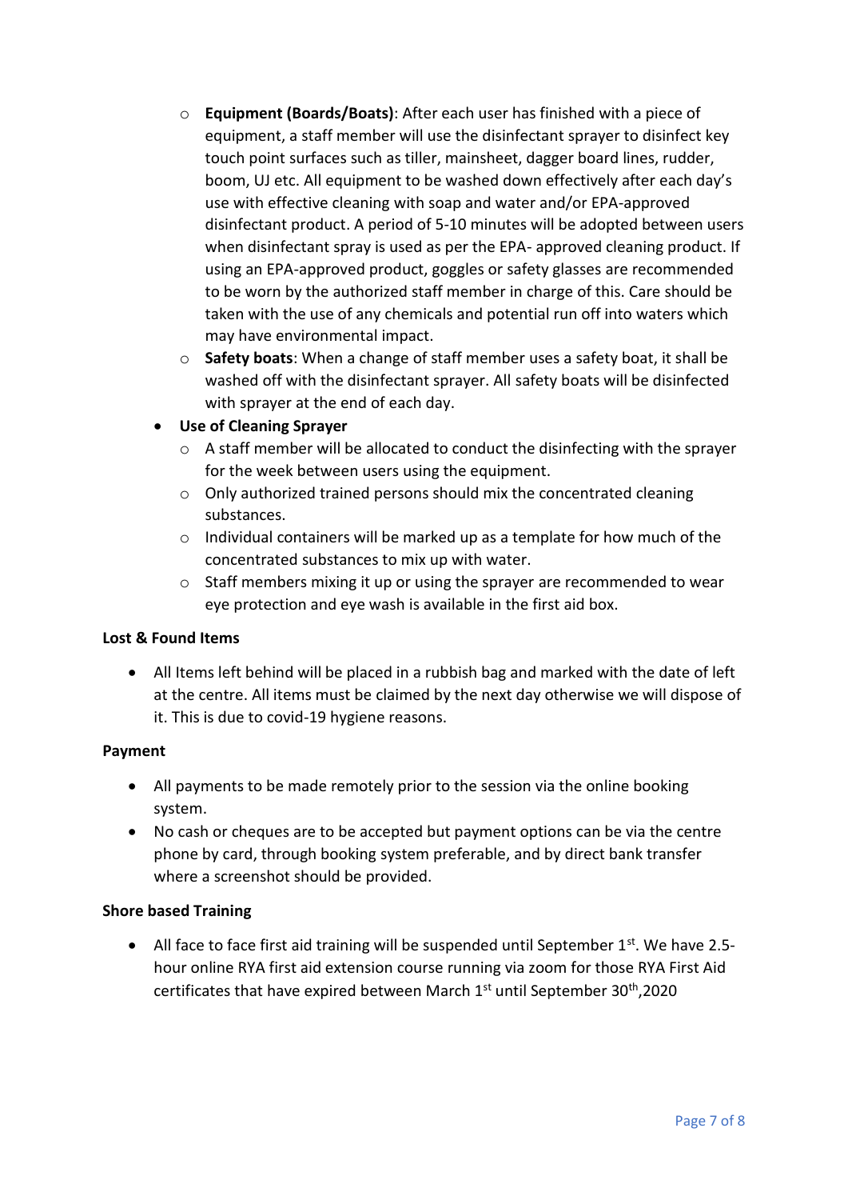- **Equipment (Boards/Boats)**: After each user has finished with a piece of equipment, a staff member will use the disinfectant sprayer to disinfect key touch point surfaces such as tiller, mainsheet, dagger board lines, rudder, boom, UJ etc. All equipment to be washed down effectively after each day's use with effective cleaning with soap and water and/or EPA-approved disinfectant product. A period of 5-10 minutes will be adopted between users when disinfectant spray is used as per the EPA- approved cleaning product. If using an EPA-approved product, goggles or safety glasses are recommended to be worn by the authorized staff member in charge of this. Care should be taken with the use of any chemicals and potential run off into waters which may have environmental impact.
  - **Safety boats**: When a change of staff member uses a safety boat, it shall be washed off with the disinfectant sprayer. All safety boats will be disinfected with sprayer at the end of each day.
- **Use of Cleaning Sprayer**
  - A staff member will be allocated to conduct the disinfecting with the sprayer for the week between users using the equipment.
  - Only authorized trained persons should mix the concentrated cleaning substances.
  - Individual containers will be marked up as a template for how much of the concentrated substances to mix up with water.
  - Staff members mixing it up or using the sprayer are recommended to wear eye protection and eye wash is available in the first aid box.

**Lost & Found Items**

- All Items left behind will be placed in a rubbish bag and marked with the date of left at the centre. All items must be claimed by the next day otherwise we will dispose of it. This is due to covid-19 hygiene reasons.

**Payment**

- All payments to be made remotely prior to the session via the online booking system.
- No cash or cheques are to be accepted but payment options can be via the centre phone by card, through booking system preferable, and by direct bank transfer where a screenshot should be provided.

**Shore based Training**

- All face to face first aid training will be suspended until September 1st. We have 2.5-hour online RYA first aid extension course running via zoom for those RYA First Aid certificates that have expired between March 1st until September 30th,2020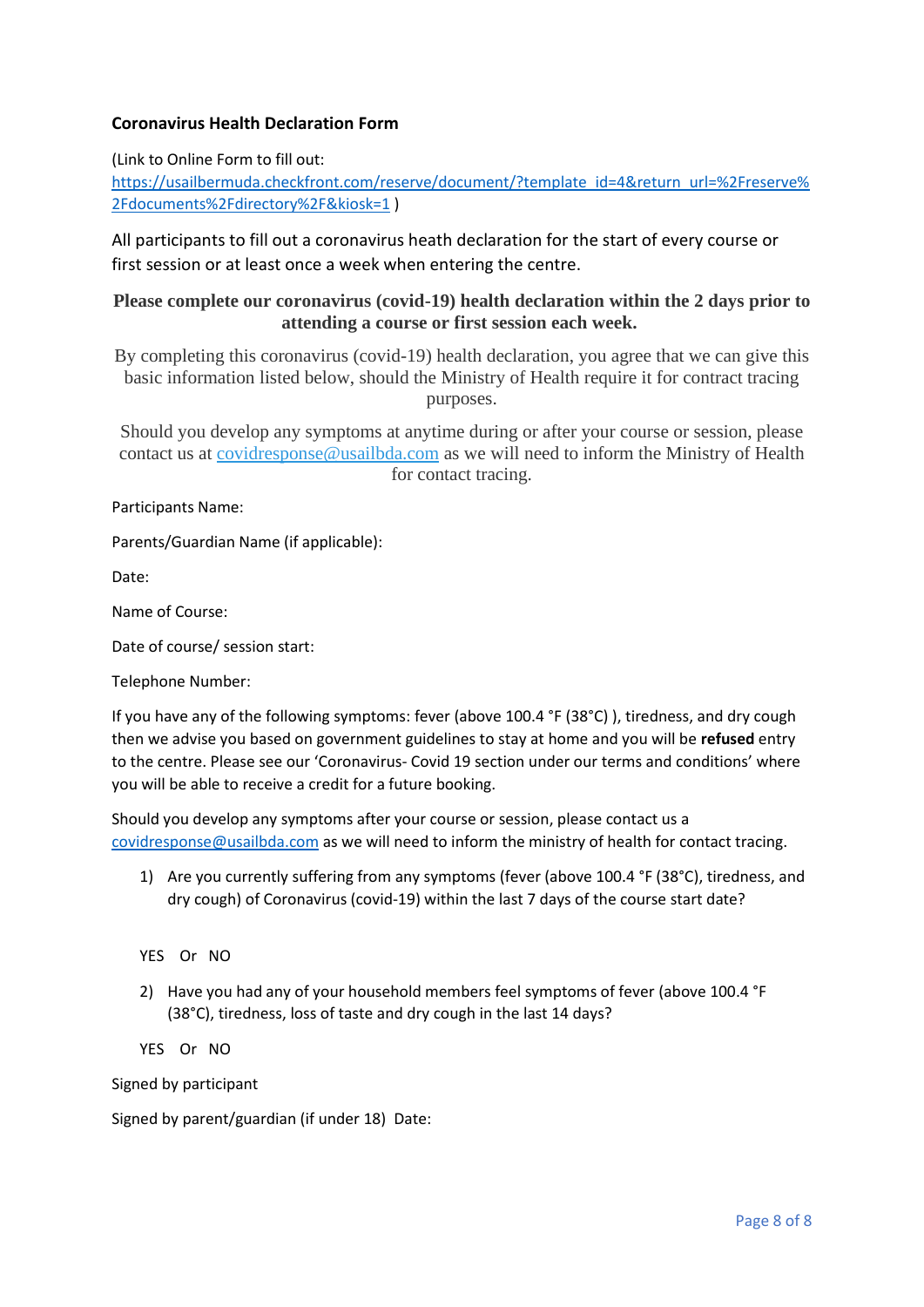**Coronavirus Health Declaration Form**

(Link to Online Form to fill out: [https://usailbermuda.checkfront.com/reserve/document/?template_id=4&return_url=%2Freserve%2Fdocuments%2Fdirectory%2F&kiosk=1](https://usailbermuda.checkfront.com/reserve/document/?template_id=4&return_url=%2Freserve%2Fdocuments%2Fdirectory%2F&kiosk=1) )

All participants to fill out a coronavirus heath declaration for the start of every course or first session or at least once a week when entering the centre.

**Please complete our coronavirus (covid-19) health declaration within the 2 days prior to attending a course or first session each week.**

By completing this coronavirus (covid-19) health declaration, you agree that we can give this basic information listed below, should the Ministry of Health require it for contract tracing purposes.

Should you develop any symptoms at anytime during or after your course or session, please contact us at [covidresponse@usailbda.com](mailto:covidresponse@usailbda.com) as we will need to inform the Ministry of Health for contact tracing.

Participants Name:

Parents/Guardian Name (if applicable):

Date:

Name of Course:

Date of course/ session start:

Telephone Number:

If you have any of the following symptoms: fever (above 100.4 °F (38°C) ), tiredness, and dry cough then we advise you based on government guidelines to stay at home and you will be **refused** entry to the centre. Please see our 'Coronavirus- Covid 19 section under our terms and conditions' where you will be able to receive a credit for a future booking.

Should you develop any symptoms after your course or session, please contact us a [covidresponse@usailbda.com](mailto:covidresponse@usailbda.com) as we will need to inform the ministry of health for contact tracing.

1) Are you currently suffering from any symptoms (fever (above 100.4 °F (38°C), tiredness, and dry cough) of Coronavirus (covid-19) within the last 7 days of the course start date?

   YES Or NO

2) Have you had any of your household members feel symptoms of fever (above 100.4 °F (38°C), tiredness, loss of taste and dry cough in the last 14 days?

   YES Or NO

Signed by participant

Signed by parent/guardian (if under 18) Date: